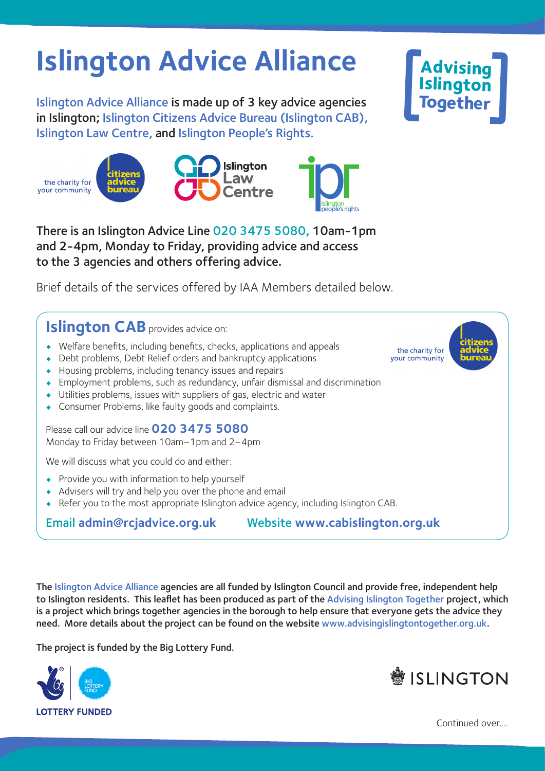# Islington Advice Alliance

Islington Advice Alliance is made up of 3 key advice agencies in Islington; Islington Citizens Advice Bureau (Islington CAB), Islington Law Centre, and Islington People's Rights.

There is an Islington Advice Line 020 3475 5080, 10am-1pm and 2-4pm, Monday to Friday, providing advice and access to the 3 agencies and others offering advice.

Brief details of the services offered by IAA Members detailed below.

## Islington CAB provides advice on:

- Welfare benefits, including benefits, checks, applications and appeals
- Debt problems, Debt Relief orders and bankruptcy applications
- Housing problems, including tenancy issues and repairs
- Employment problems, such as redundancy, unfair dismissal and discrimination
- Utilities problems, issues with suppliers of gas, electric and water
- Consumer Problems, like faulty goods and complaints.

Please call our advice line **020 3475 5080**
Monday to Friday between 10am–1pm and 2–4pm

We will discuss what you could do and either:

- Provide you with information to help yourself
- Advisers will try and help you over the phone and email
- Refer you to the most appropriate Islington advice agency, including Islington CAB.

**Email admin@rcjadvice.org.uk** **Website www.cabislington.org.uk**

The Islington Advice Alliance agencies are all funded by Islington Council and provide free, independent help to Islington residents. This leaflet has been produced as part of the Advising Islington Together project, which is a project which brings together agencies in the borough to help ensure that everyone gets the advice they need. More details about the project can be found on the website www.advisingislingtontogether.org.uk.

The project is funded by the Big Lottery Fund.

Continued over....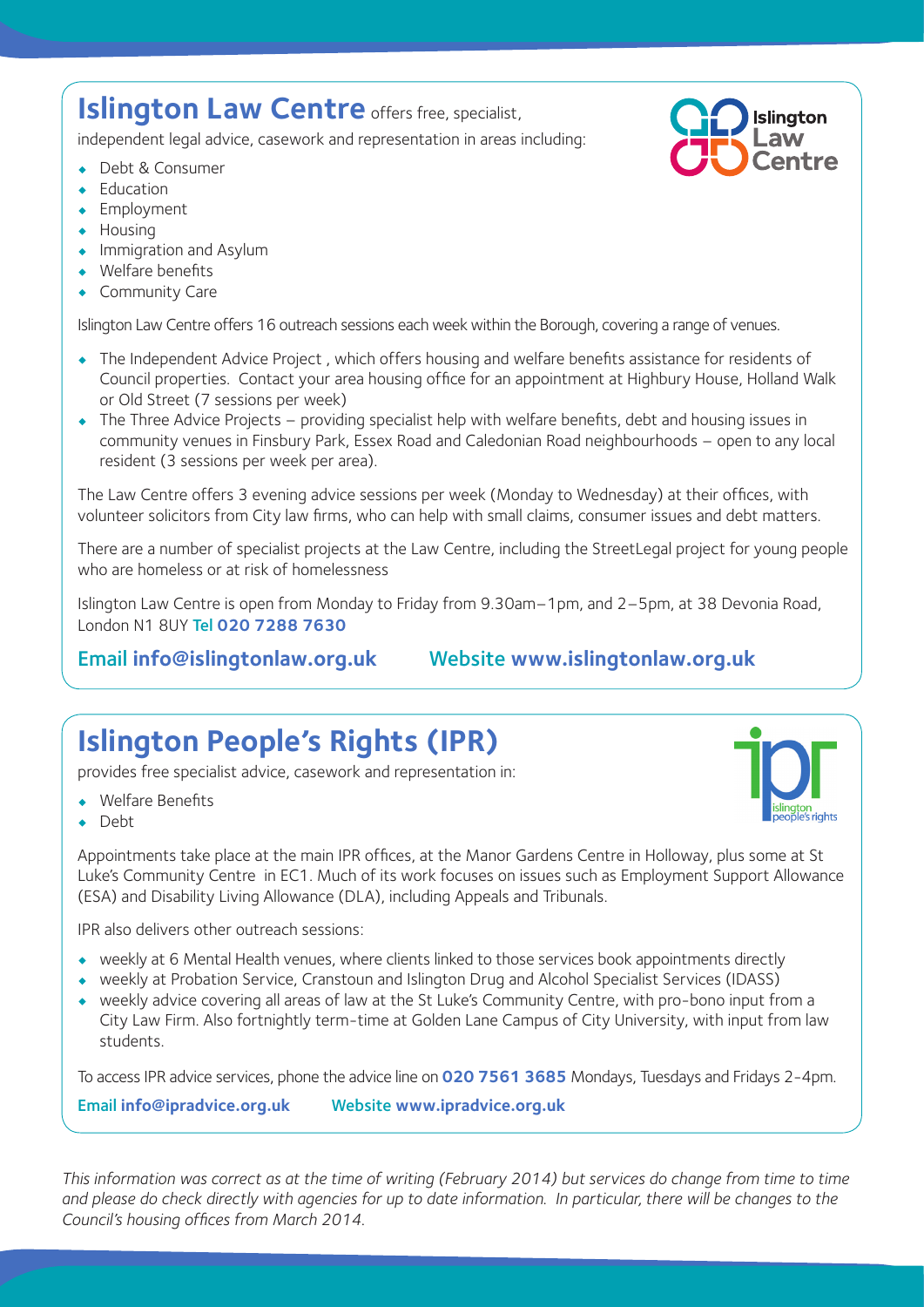## Islington Law Centre offers free, specialist,

independent legal advice, casework and representation in areas including:

- Debt & Consumer
- Education
- Employment
- Housing
- Immigration and Asylum
- Welfare benefits
- Community Care

Islington Law Centre offers 16 outreach sessions each week within the Borough, covering a range of venues.

- The Independent Advice Project , which offers housing and welfare benefits assistance for residents of Council properties. Contact your area housing office for an appointment at Highbury House, Holland Walk or Old Street (7 sessions per week)
- The Three Advice Projects – providing specialist help with welfare benefits, debt and housing issues in community venues in Finsbury Park, Essex Road and Caledonian Road neighbourhoods – open to any local resident (3 sessions per week per area).

The Law Centre offers 3 evening advice sessions per week (Monday to Wednesday) at their offices, with volunteer solicitors from City law firms, who can help with small claims, consumer issues and debt matters.

There are a number of specialist projects at the Law Centre, including the StreetLegal project for young people who are homeless or at risk of homelessness

Islington Law Centre is open from Monday to Friday from 9.30am–1pm, and 2–5pm, at 38 Devonia Road, London N1 8UY **Tel 020 7288 7630**

**Email info@islingtonlaw.org.uk** **Website www.islingtonlaw.org.uk**

## Islington People's Rights (IPR)

provides free specialist advice, casework and representation in:

- Welfare Benefits
- Debt

Appointments take place at the main IPR offices, at the Manor Gardens Centre in Holloway, plus some at St Luke's Community Centre in EC1. Much of its work focuses on issues such as Employment Support Allowance (ESA) and Disability Living Allowance (DLA), including Appeals and Tribunals.

IPR also delivers other outreach sessions:

- weekly at 6 Mental Health venues, where clients linked to those services book appointments directly
- weekly at Probation Service, Cranstoun and Islington Drug and Alcohol Specialist Services (IDASS)
- weekly advice covering all areas of law at the St Luke's Community Centre, with pro-bono input from a City Law Firm. Also fortnightly term-time at Golden Lane Campus of City University, with input from law students.

To access IPR advice services, phone the advice line on **020 7561 3685** Mondays, Tuesdays and Fridays 2-4pm.

**Email info@ipradvice.org.uk** **Website www.ipradvice.org.uk**

*This information was correct as at the time of writing (February 2014) but services do change from time to time and please do check directly with agencies for up to date information. In particular, there will be changes to the Council's housing offices from March 2014.*